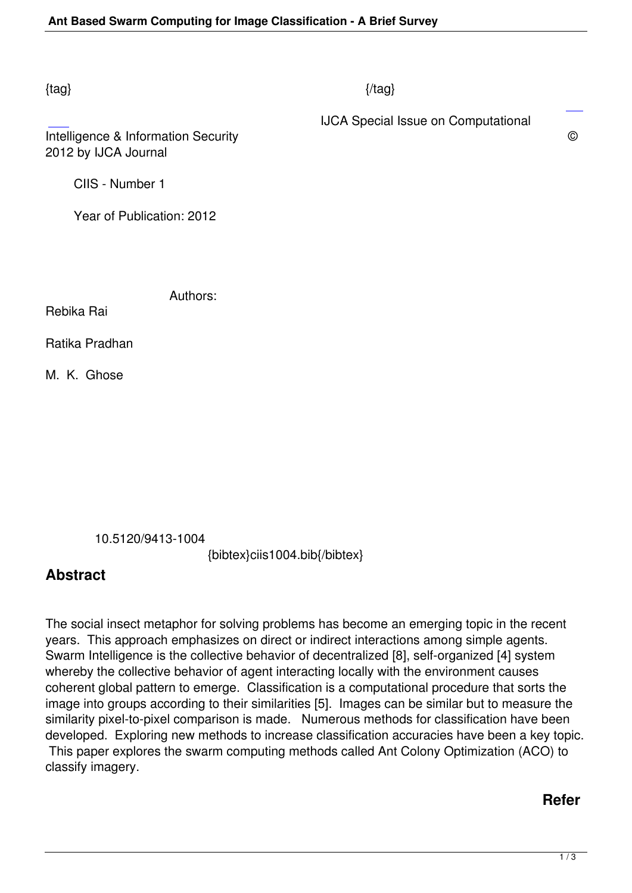{tag} {/tag}

IJCA Special Issue on Computational Intelligence & Information Security © 2012 by IJCA Journal

CIIS - Number 1

Year of Publication: 2012

Authors:

Rebika Rai

Ratika Pradhan

M. K. Ghose

10.5120/9413-1004

{bibtex}ciis1004.bib{/bibtex}

## Abstract

The social insect metaphor for solving problems has become an emerging topic in the recent years. This approach emphasizes on direct or indirect interactions among simple agents. Swarm Intelligence is the collective behavior of decentralized [8], self-organized [4] system whereby the collective behavior of agent interacting locally with the environment causes coherent global pattern to emerge. Classification is a computational procedure that sorts the image into groups according to their similarities [5]. Images can be similar but to measure the similarity pixel-to-pixel comparison is made. Numerous methods for classification have been developed. Exploring new methods to increase classification accuracies have been a key topic. This paper explores the swarm computing methods called Ant Colony Optimization (ACO) to classify imagery.

**Refer**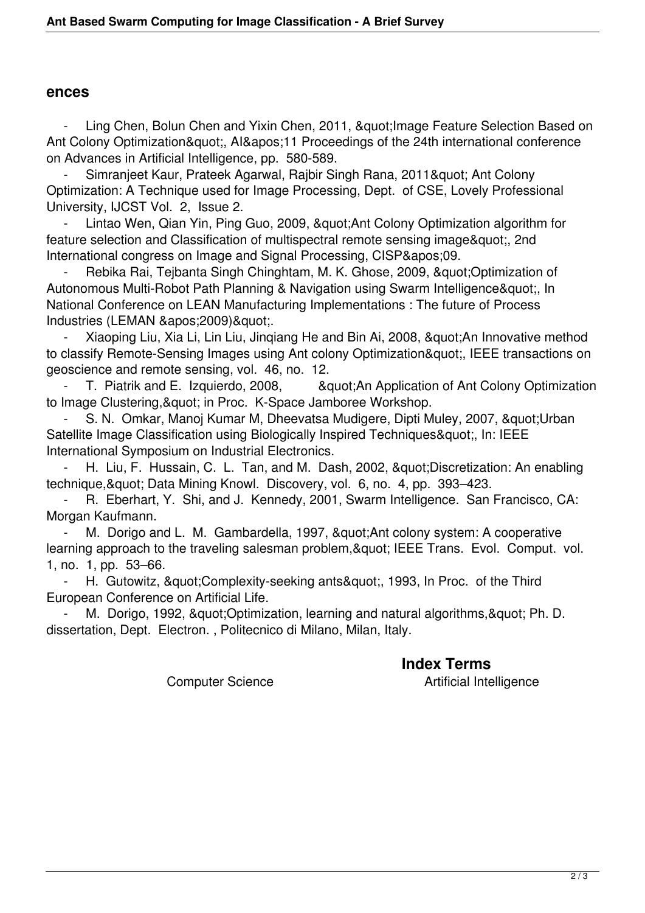## ences

- Ling Chen, Bolun Chen and Yixin Chen, 2011, &quot;Image Feature Selection Based on Ant Colony Optimization&quot;, AI&apos;11 Proceedings of the 24th international conference on Advances in Artificial Intelligence, pp. 580-589.
- Simranjeet Kaur, Prateek Agarwal, Rajbir Singh Rana, 2011&quot; Ant Colony Optimization: A Technique used for Image Processing, Dept. of CSE, Lovely Professional University, IJCST Vol. 2, Issue 2.
- Lintao Wen, Qian Yin, Ping Guo, 2009, &quot;Ant Colony Optimization algorithm for feature selection and Classification of multispectral remote sensing image&quot;, 2nd International congress on Image and Signal Processing, CISP&apos;09.
- Rebika Rai, Tejbanta Singh Chinghtam, M. K. Ghose, 2009, &quot;Optimization of Autonomous Multi-Robot Path Planning & Navigation using Swarm Intelligence&quot;, In National Conference on LEAN Manufacturing Implementations : The future of Process Industries (LEMAN &apos;2009)&quot;.
- Xiaoping Liu, Xia Li, Lin Liu, Jinqiang He and Bin Ai, 2008, &quot;An Innovative method to classify Remote-Sensing Images using Ant colony Optimization&quot;, IEEE transactions on geoscience and remote sensing, vol. 46, no. 12.
- T. Piatrik and E. Izquierdo, 2008, &quot;An Application of Ant Colony Optimization to Image Clustering,&quot; in Proc. K-Space Jamboree Workshop.
- S. N. Omkar, Manoj Kumar M, Dheevatsa Mudigere, Dipti Muley, 2007, &quot;Urban Satellite Image Classification using Biologically Inspired Techniques&quot;, In: IEEE International Symposium on Industrial Electronics.
- H. Liu, F. Hussain, C. L. Tan, and M. Dash, 2002, &quot;Discretization: An enabling technique,&quot; Data Mining Knowl. Discovery, vol. 6, no. 4, pp. 393–423.
- R. Eberhart, Y. Shi, and J. Kennedy, 2001, Swarm Intelligence. San Francisco, CA: Morgan Kaufmann.
- M. Dorigo and L. M. Gambardella, 1997, &quot;Ant colony system: A cooperative learning approach to the traveling salesman problem,&quot; IEEE Trans. Evol. Comput. vol. 1, no. 1, pp. 53–66.
- H. Gutowitz, &quot;Complexity-seeking ants&quot;, 1993, In Proc. of the Third European Conference on Artificial Life.
- M. Dorigo, 1992, &quot;Optimization, learning and natural algorithms,&quot; Ph. D. dissertation, Dept. Electron. , Politecnico di Milano, Milan, Italy.

## Index Terms

Computer Science     Artificial Intelligence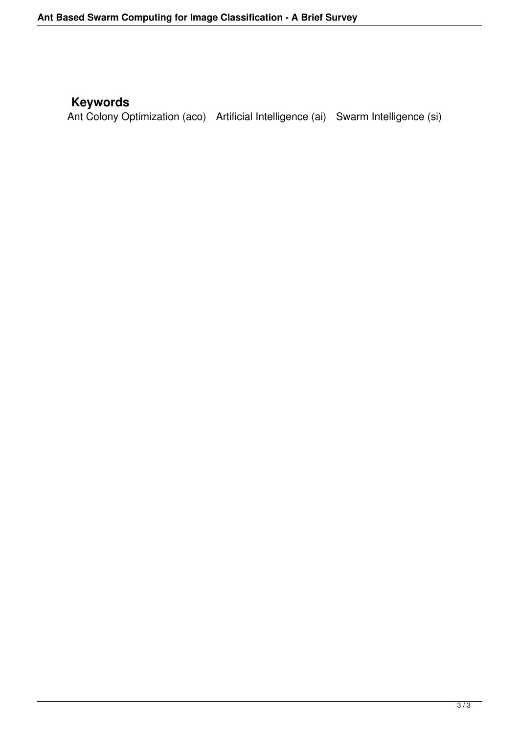## Keywords

Ant Colony Optimization (aco)   Artificial Intelligence (ai)   Swarm Intelligence (si)